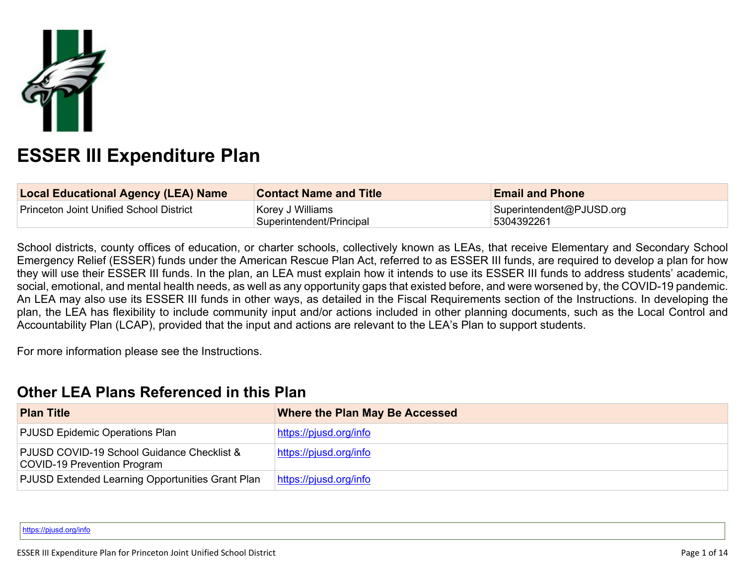# ESSER III Expenditure Plan

| Local Educational Agency (LEA) Name | Contact Name and Title | Email and Phone |
|---|---|---|
| Princeton Joint Unified School District | Korey J Williams<br>Superintendent/Principal | Superintendent@PJUSD.org<br>5304392261 |

School districts, county offices of education, or charter schools, collectively known as LEAs, that receive Elementary and Secondary School Emergency Relief (ESSER) funds under the American Rescue Plan Act, referred to as ESSER III funds, are required to develop a plan for how they will use their ESSER III funds. In the plan, an LEA must explain how it intends to use its ESSER III funds to address students' academic, social, emotional, and mental health needs, as well as any opportunity gaps that existed before, and were worsened by, the COVID-19 pandemic. An LEA may also use its ESSER III funds in other ways, as detailed in the Fiscal Requirements section of the Instructions. In developing the plan, the LEA has flexibility to include community input and/or actions included in other planning documents, such as the Local Control and Accountability Plan (LCAP), provided that the input and actions are relevant to the LEA's Plan to support students.

For more information please see the Instructions.

## Other LEA Plans Referenced in this Plan

| Plan Title | Where the Plan May Be Accessed |
|---|---|
| PJUSD Epidemic Operations Plan | https://pjusd.org/info |
| PJUSD COVID-19 School Guidance Checklist & COVID-19 Prevention Program | https://pjusd.org/info |
| PJUSD Extended Learning Opportunities Grant Plan | https://pjusd.org/info |

https://pjusd.org/info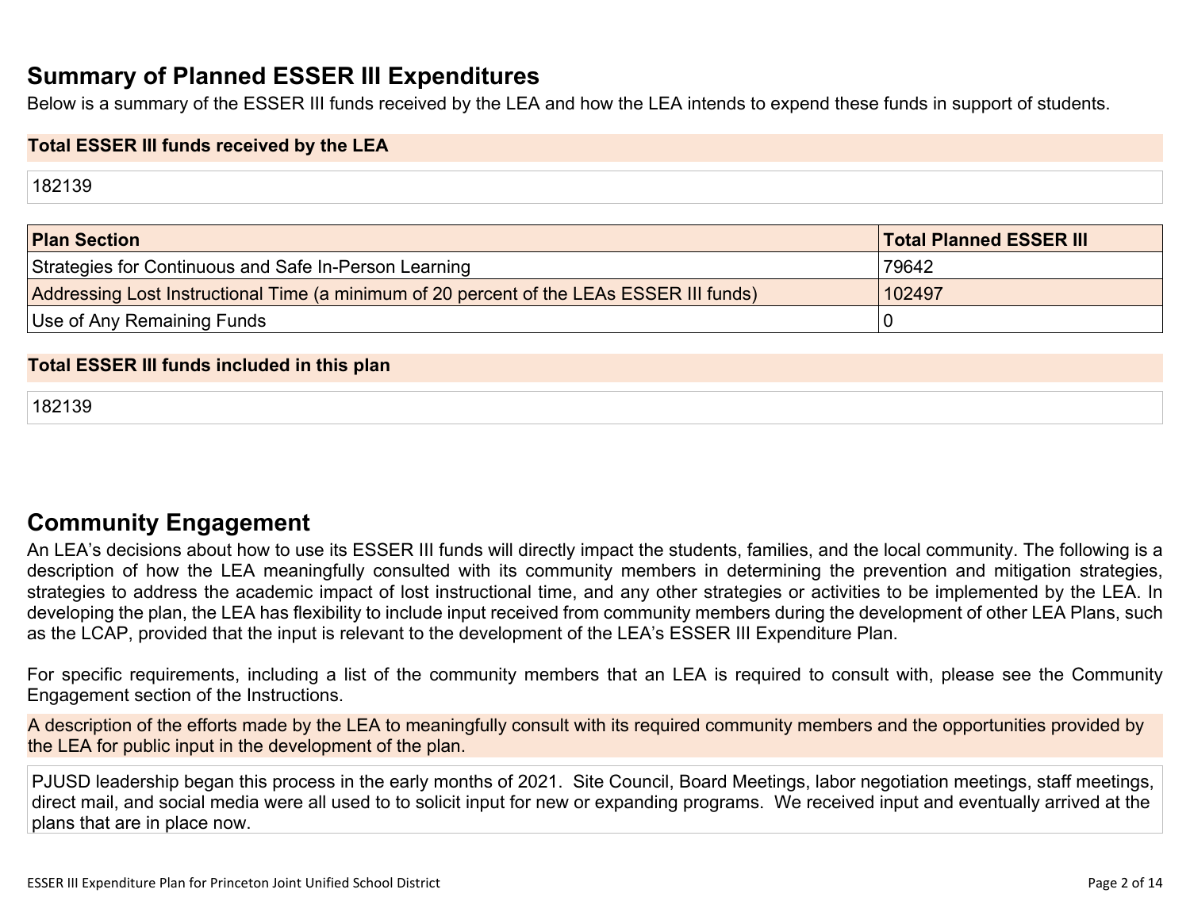## Summary of Planned ESSER III Expenditures

Below is a summary of the ESSER III funds received by the LEA and how the LEA intends to expend these funds in support of students.

**Total ESSER III funds received by the LEA**

182139

| Plan Section | Total Planned ESSER III |
|---|---|
| Strategies for Continuous and Safe In-Person Learning | 79642 |
| Addressing Lost Instructional Time (a minimum of 20 percent of the LEAs ESSER III funds) | 102497 |
| Use of Any Remaining Funds | 0 |

**Total ESSER III funds included in this plan**

182139

## Community Engagement

An LEA's decisions about how to use its ESSER III funds will directly impact the students, families, and the local community. The following is a description of how the LEA meaningfully consulted with its community members in determining the prevention and mitigation strategies, strategies to address the academic impact of lost instructional time, and any other strategies or activities to be implemented by the LEA. In developing the plan, the LEA has flexibility to include input received from community members during the development of other LEA Plans, such as the LCAP, provided that the input is relevant to the development of the LEA's ESSER III Expenditure Plan.

For specific requirements, including a list of the community members that an LEA is required to consult with, please see the Community Engagement section of the Instructions.

A description of the efforts made by the LEA to meaningfully consult with its required community members and the opportunities provided by the LEA for public input in the development of the plan.

PJUSD leadership began this process in the early months of 2021. Site Council, Board Meetings, labor negotiation meetings, staff meetings, direct mail, and social media were all used to to solicit input for new or expanding programs. We received input and eventually arrived at the plans that are in place now.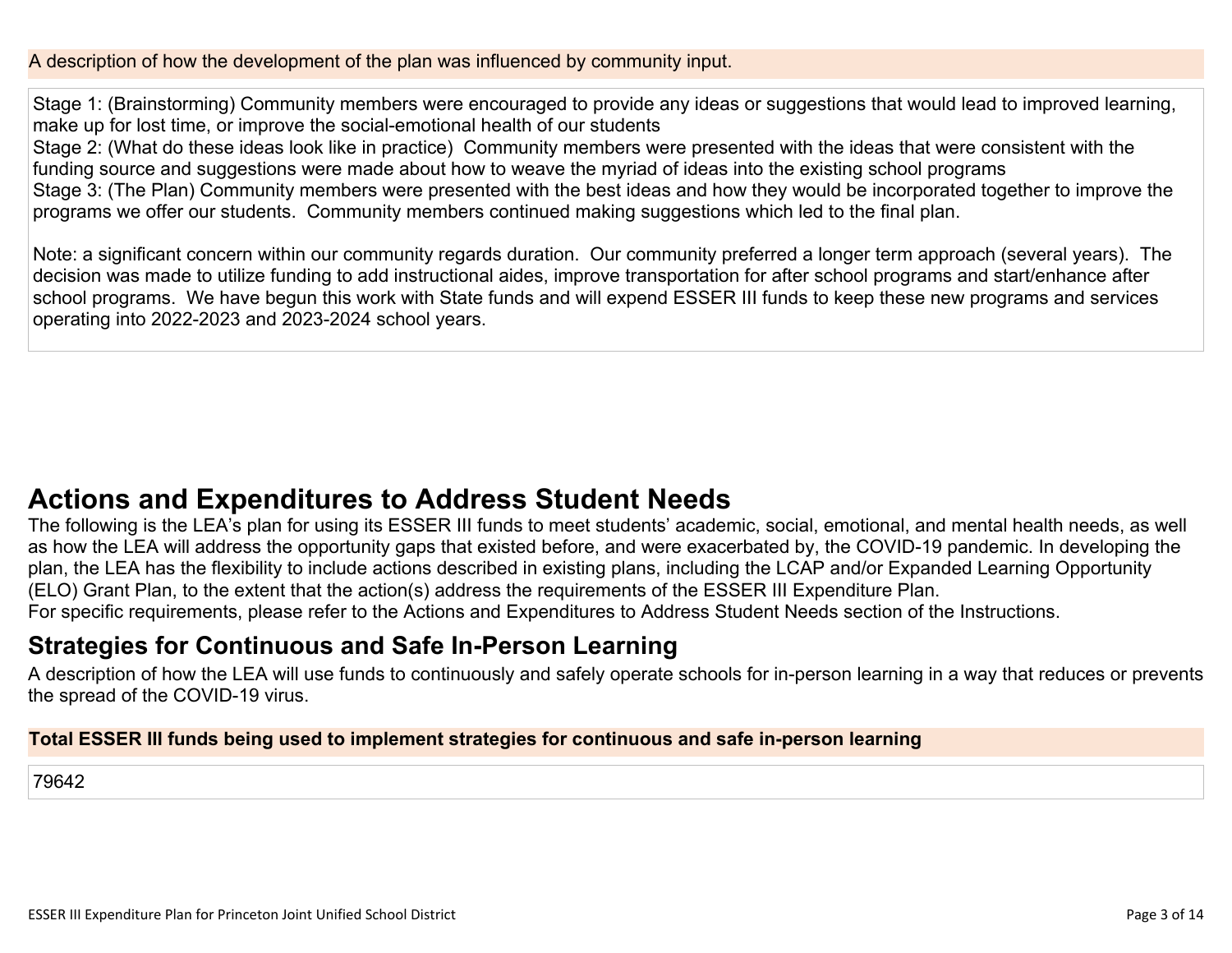A description of how the development of the plan was influenced by community input.

Stage 1: (Brainstorming) Community members were encouraged to provide any ideas or suggestions that would lead to improved learning, make up for lost time, or improve the social-emotional health of our students
Stage 2: (What do these ideas look like in practice) Community members were presented with the ideas that were consistent with the funding source and suggestions were made about how to weave the myriad of ideas into the existing school programs
Stage 3: (The Plan) Community members were presented with the best ideas and how they would be incorporated together to improve the programs we offer our students. Community members continued making suggestions which led to the final plan.

Note: a significant concern within our community regards duration. Our community preferred a longer term approach (several years). The decision was made to utilize funding to add instructional aides, improve transportation for after school programs and start/enhance after school programs. We have begun this work with State funds and will expend ESSER III funds to keep these new programs and services operating into 2022-2023 and 2023-2024 school years.

# Actions and Expenditures to Address Student Needs

The following is the LEA's plan for using its ESSER III funds to meet students' academic, social, emotional, and mental health needs, as well as how the LEA will address the opportunity gaps that existed before, and were exacerbated by, the COVID-19 pandemic. In developing the plan, the LEA has the flexibility to include actions described in existing plans, including the LCAP and/or Expanded Learning Opportunity (ELO) Grant Plan, to the extent that the action(s) address the requirements of the ESSER III Expenditure Plan.
For specific requirements, please refer to the Actions and Expenditures to Address Student Needs section of the Instructions.

## Strategies for Continuous and Safe In-Person Learning

A description of how the LEA will use funds to continuously and safely operate schools for in-person learning in a way that reduces or prevents the spread of the COVID-19 virus.

**Total ESSER III funds being used to implement strategies for continuous and safe in-person learning**

79642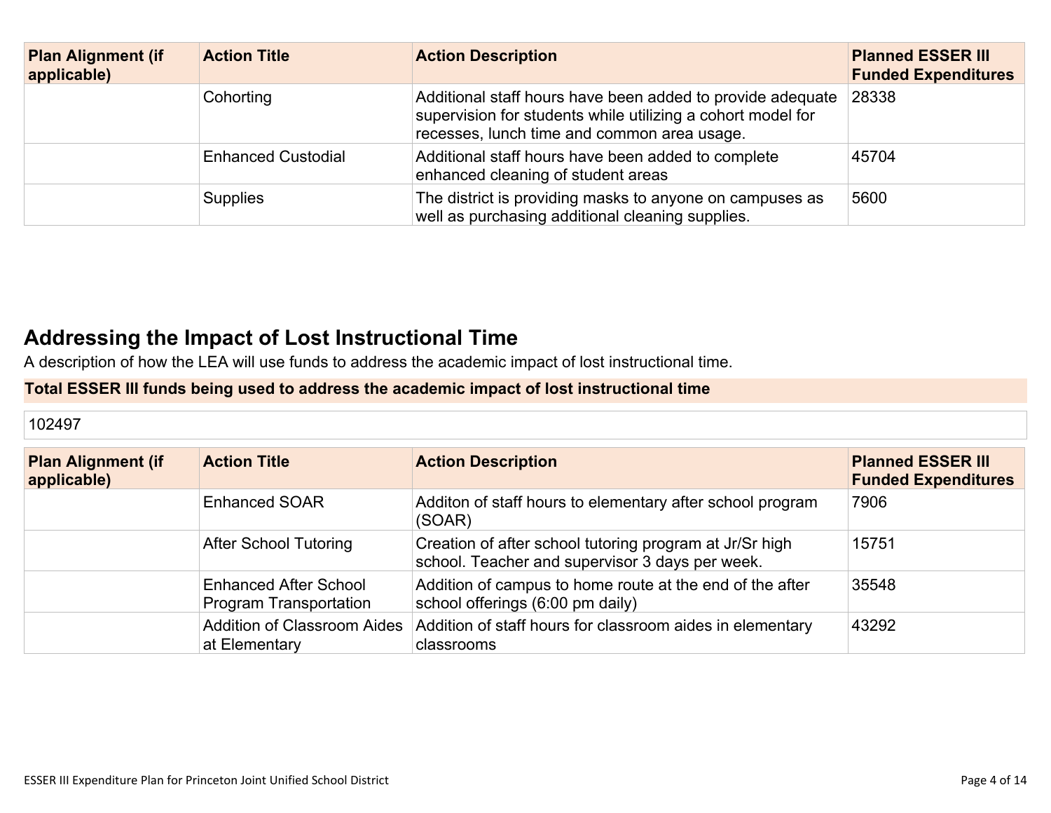| Plan Alignment (if applicable) | Action Title | Action Description | Planned ESSER III Funded Expenditures |
|---|---|---|---|
| | Cohorting | Additional staff hours have been added to provide adequate supervision for students while utilizing a cohort model for recesses, lunch time and common area usage. | 28338 |
| | Enhanced Custodial | Additional staff hours have been added to complete enhanced cleaning of student areas | 45704 |
| | Supplies | The district is providing masks to anyone on campuses as well as purchasing additional cleaning supplies. | 5600 |

## Addressing the Impact of Lost Instructional Time

A description of how the LEA will use funds to address the academic impact of lost instructional time.

**Total ESSER III funds being used to address the academic impact of lost instructional time**

102497

| Plan Alignment (if applicable) | Action Title | Action Description | Planned ESSER III Funded Expenditures |
|---|---|---|---|
| | Enhanced SOAR | Additon of staff hours to elementary after school program (SOAR) | 7906 |
| | After School Tutoring | Creation of after school tutoring program at Jr/Sr high school. Teacher and supervisor 3 days per week. | 15751 |
| | Enhanced After School Program Transportation | Addition of campus to home route at the end of the after school offerings (6:00 pm daily) | 35548 |
| | Addition of Classroom Aides at Elementary | Addition of staff hours for classroom aides in elementary classrooms | 43292 |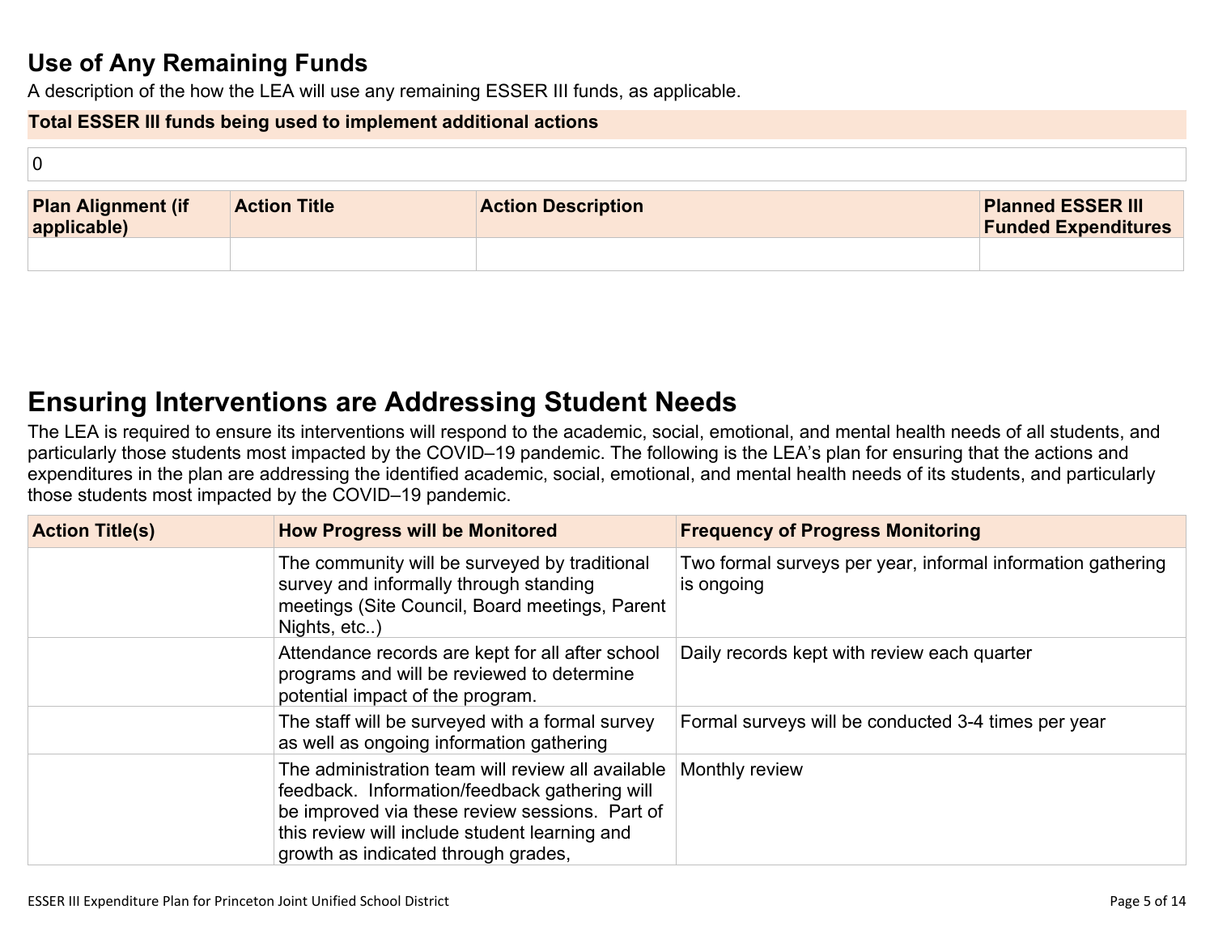## Use of Any Remaining Funds

A description of the how the LEA will use any remaining ESSER III funds, as applicable.

| Total ESSER III funds being used to implement additional actions |
| --- |
| 0 |

| Plan Alignment (if applicable) | Action Title | Action Description | Planned ESSER III Funded Expenditures |
| --- | --- | --- | --- |
| | | | |

# Ensuring Interventions are Addressing Student Needs

The LEA is required to ensure its interventions will respond to the academic, social, emotional, and mental health needs of all students, and particularly those students most impacted by the COVID–19 pandemic. The following is the LEA's plan for ensuring that the actions and expenditures in the plan are addressing the identified academic, social, emotional, and mental health needs of its students, and particularly those students most impacted by the COVID–19 pandemic.

| Action Title(s) | How Progress will be Monitored | Frequency of Progress Monitoring |
| --- | --- | --- |
| | The community will be surveyed by traditional survey and informally through standing meetings (Site Council, Board meetings, Parent Nights, etc..) | Two formal surveys per year, informal information gathering is ongoing |
| | Attendance records are kept for all after school programs and will be reviewed to determine potential impact of the program. | Daily records kept with review each quarter |
| | The staff will be surveyed with a formal survey as well as ongoing information gathering | Formal surveys will be conducted 3-4 times per year |
| | The administration team will review all available feedback. Information/feedback gathering will be improved via these review sessions. Part of this review will include student learning and growth as indicated through grades, | Monthly review |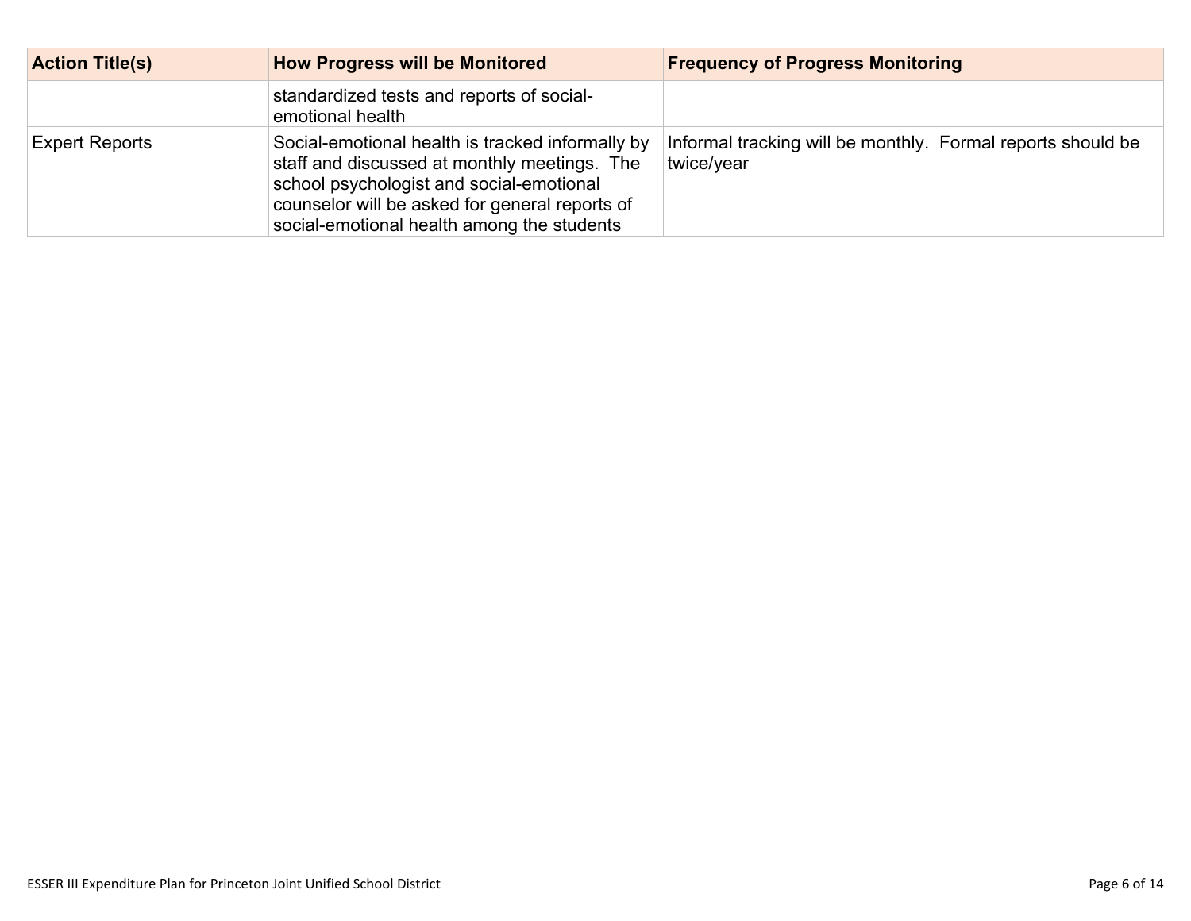| Action Title(s) | How Progress will be Monitored | Frequency of Progress Monitoring |
|---|---|---|
| | standardized tests and reports of social-emotional health | |
| Expert Reports | Social-emotional health is tracked informally by staff and discussed at monthly meetings.  The school psychologist and social-emotional counselor will be asked for general reports of social-emotional health among the students | Informal tracking will be monthly.  Formal reports should be twice/year |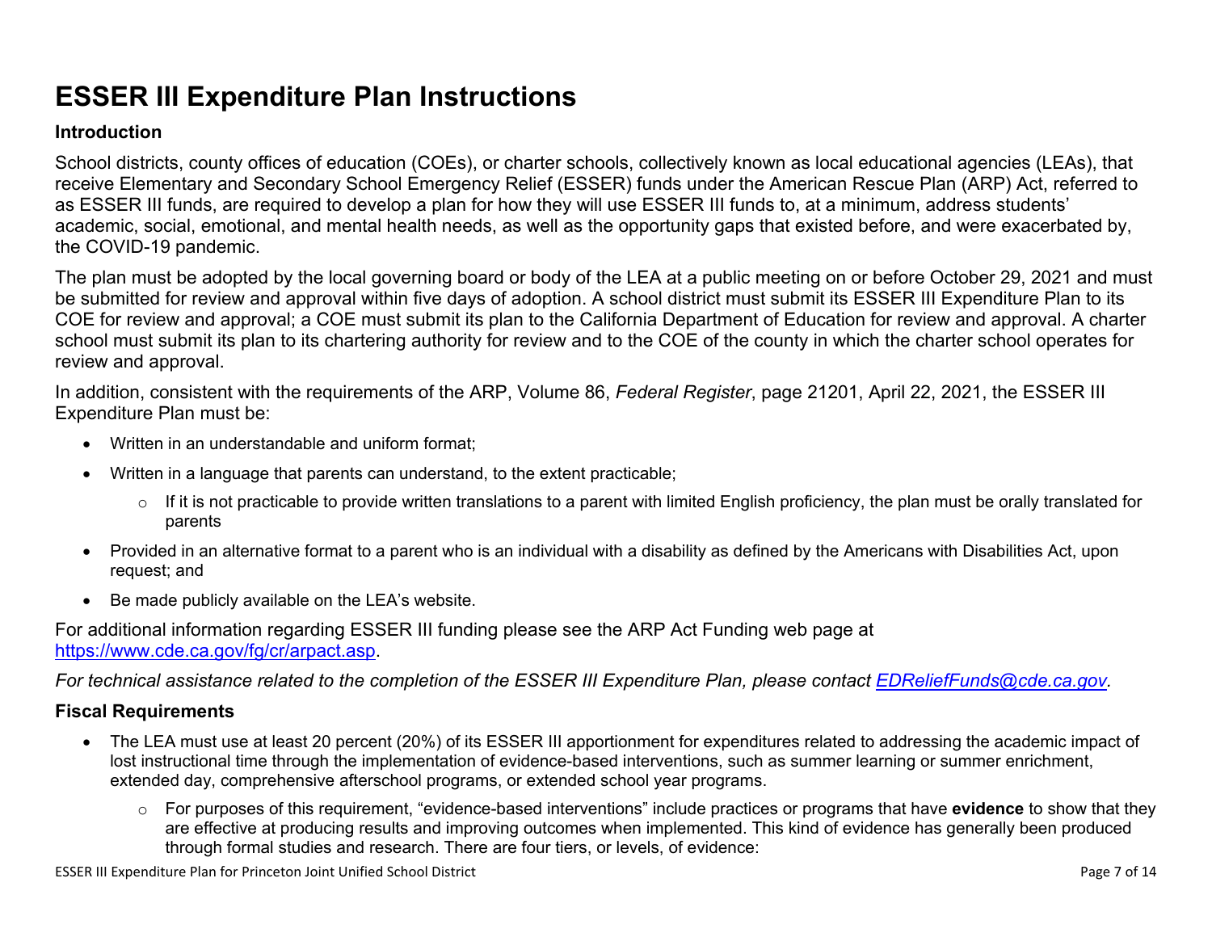# ESSER III Expenditure Plan Instructions

### Introduction

School districts, county offices of education (COEs), or charter schools, collectively known as local educational agencies (LEAs), that receive Elementary and Secondary School Emergency Relief (ESSER) funds under the American Rescue Plan (ARP) Act, referred to as ESSER III funds, are required to develop a plan for how they will use ESSER III funds to, at a minimum, address students' academic, social, emotional, and mental health needs, as well as the opportunity gaps that existed before, and were exacerbated by, the COVID-19 pandemic.

The plan must be adopted by the local governing board or body of the LEA at a public meeting on or before October 29, 2021 and must be submitted for review and approval within five days of adoption. A school district must submit its ESSER III Expenditure Plan to its COE for review and approval; a COE must submit its plan to the California Department of Education for review and approval. A charter school must submit its plan to its chartering authority for review and to the COE of the county in which the charter school operates for review and approval.

In addition, consistent with the requirements of the ARP, Volume 86, *Federal Register*, page 21201, April 22, 2021, the ESSER III Expenditure Plan must be:

- Written in an understandable and uniform format;
- Written in a language that parents can understand, to the extent practicable;
  - If it is not practicable to provide written translations to a parent with limited English proficiency, the plan must be orally translated for parents
- Provided in an alternative format to a parent who is an individual with a disability as defined by the Americans with Disabilities Act, upon request; and
- Be made publicly available on the LEA's website.

For additional information regarding ESSER III funding please see the ARP Act Funding web page at https://www.cde.ca.gov/fg/cr/arpact.asp.

*For technical assistance related to the completion of the ESSER III Expenditure Plan, please contact EDReliefFunds@cde.ca.gov.*

### Fiscal Requirements

- The LEA must use at least 20 percent (20%) of its ESSER III apportionment for expenditures related to addressing the academic impact of lost instructional time through the implementation of evidence-based interventions, such as summer learning or summer enrichment, extended day, comprehensive afterschool programs, or extended school year programs.
  - For purposes of this requirement, "evidence-based interventions" include practices or programs that have **evidence** to show that they are effective at producing results and improving outcomes when implemented. This kind of evidence has generally been produced through formal studies and research. There are four tiers, or levels, of evidence: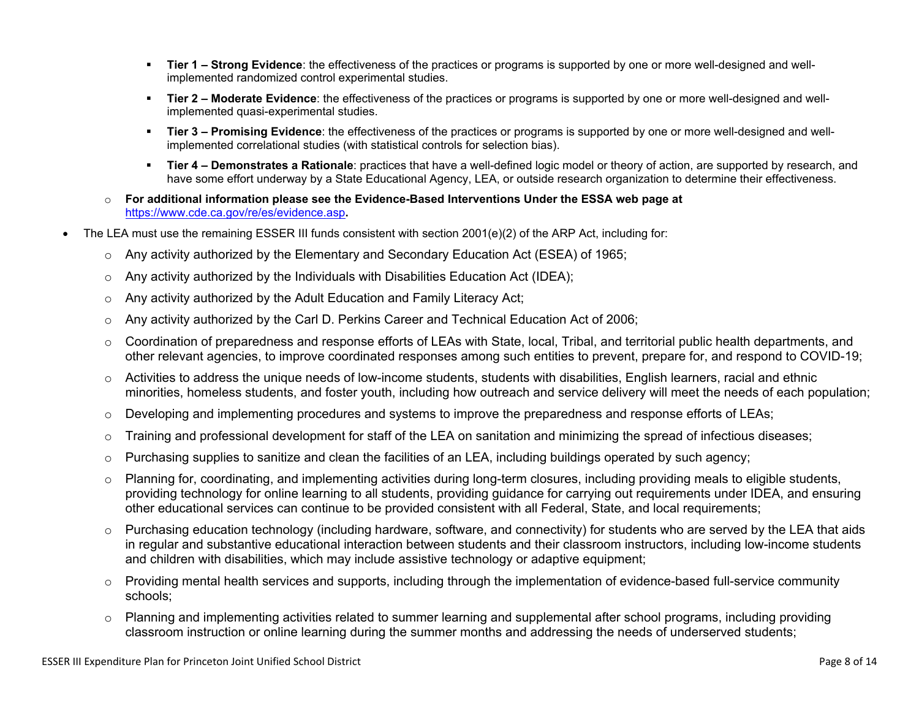- **Tier 1 – Strong Evidence**: the effectiveness of the practices or programs is supported by one or more well-designed and well-implemented randomized control experimental studies.
        - **Tier 2 – Moderate Evidence**: the effectiveness of the practices or programs is supported by one or more well-designed and well-implemented quasi-experimental studies.
        - **Tier 3 – Promising Evidence**: the effectiveness of the practices or programs is supported by one or more well-designed and well-implemented correlational studies (with statistical controls for selection bias).
        - **Tier 4 – Demonstrates a Rationale**: practices that have a well-defined logic model or theory of action, are supported by research, and have some effort underway by a State Educational Agency, LEA, or outside research organization to determine their effectiveness.
    - **For additional information please see the Evidence-Based Interventions Under the ESSA web page at** https://www.cde.ca.gov/re/es/evidence.asp**.**
- The LEA must use the remaining ESSER III funds consistent with section 2001(e)(2) of the ARP Act, including for:
    - Any activity authorized by the Elementary and Secondary Education Act (ESEA) of 1965;
    - Any activity authorized by the Individuals with Disabilities Education Act (IDEA);
    - Any activity authorized by the Adult Education and Family Literacy Act;
    - Any activity authorized by the Carl D. Perkins Career and Technical Education Act of 2006;
    - Coordination of preparedness and response efforts of LEAs with State, local, Tribal, and territorial public health departments, and other relevant agencies, to improve coordinated responses among such entities to prevent, prepare for, and respond to COVID-19;
    - Activities to address the unique needs of low-income students, students with disabilities, English learners, racial and ethnic minorities, homeless students, and foster youth, including how outreach and service delivery will meet the needs of each population;
    - Developing and implementing procedures and systems to improve the preparedness and response efforts of LEAs;
    - Training and professional development for staff of the LEA on sanitation and minimizing the spread of infectious diseases;
    - Purchasing supplies to sanitize and clean the facilities of an LEA, including buildings operated by such agency;
    - Planning for, coordinating, and implementing activities during long-term closures, including providing meals to eligible students, providing technology for online learning to all students, providing guidance for carrying out requirements under IDEA, and ensuring other educational services can continue to be provided consistent with all Federal, State, and local requirements;
    - Purchasing education technology (including hardware, software, and connectivity) for students who are served by the LEA that aids in regular and substantive educational interaction between students and their classroom instructors, including low-income students and children with disabilities, which may include assistive technology or adaptive equipment;
    - Providing mental health services and supports, including through the implementation of evidence-based full-service community schools;
    - Planning and implementing activities related to summer learning and supplemental after school programs, including providing classroom instruction or online learning during the summer months and addressing the needs of underserved students;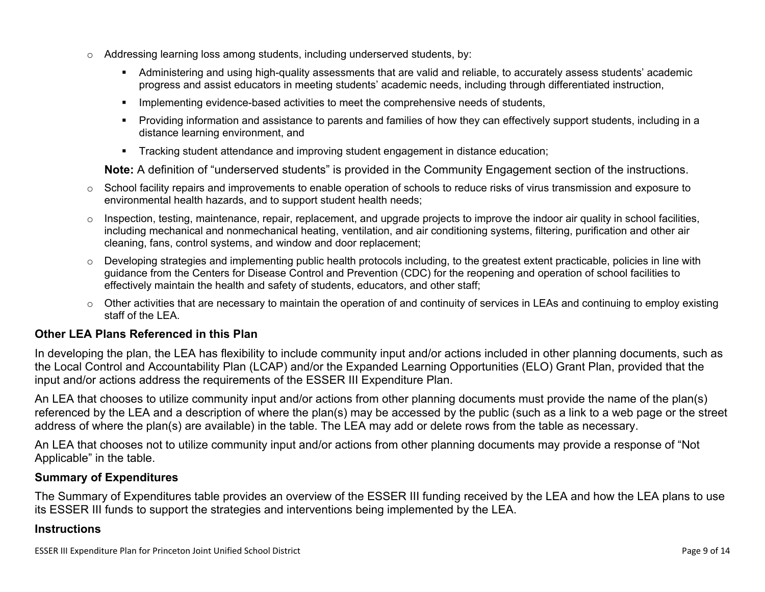- Addressing learning loss among students, including underserved students, by:
  - Administering and using high-quality assessments that are valid and reliable, to accurately assess students' academic progress and assist educators in meeting students' academic needs, including through differentiated instruction,
  - Implementing evidence-based activities to meet the comprehensive needs of students,
  - Providing information and assistance to parents and families of how they can effectively support students, including in a distance learning environment, and
  - Tracking student attendance and improving student engagement in distance education;

  **Note:** A definition of "underserved students" is provided in the Community Engagement section of the instructions.
- School facility repairs and improvements to enable operation of schools to reduce risks of virus transmission and exposure to environmental health hazards, and to support student health needs;
- Inspection, testing, maintenance, repair, replacement, and upgrade projects to improve the indoor air quality in school facilities, including mechanical and nonmechanical heating, ventilation, and air conditioning systems, filtering, purification and other air cleaning, fans, control systems, and window and door replacement;
- Developing strategies and implementing public health protocols including, to the greatest extent practicable, policies in line with guidance from the Centers for Disease Control and Prevention (CDC) for the reopening and operation of school facilities to effectively maintain the health and safety of students, educators, and other staff;
- Other activities that are necessary to maintain the operation of and continuity of services in LEAs and continuing to employ existing staff of the LEA.

### Other LEA Plans Referenced in this Plan

In developing the plan, the LEA has flexibility to include community input and/or actions included in other planning documents, such as the Local Control and Accountability Plan (LCAP) and/or the Expanded Learning Opportunities (ELO) Grant Plan, provided that the input and/or actions address the requirements of the ESSER III Expenditure Plan.

An LEA that chooses to utilize community input and/or actions from other planning documents must provide the name of the plan(s) referenced by the LEA and a description of where the plan(s) may be accessed by the public (such as a link to a web page or the street address of where the plan(s) are available) in the table. The LEA may add or delete rows from the table as necessary.

An LEA that chooses not to utilize community input and/or actions from other planning documents may provide a response of "Not Applicable" in the table.

### Summary of Expenditures

The Summary of Expenditures table provides an overview of the ESSER III funding received by the LEA and how the LEA plans to use its ESSER III funds to support the strategies and interventions being implemented by the LEA.

### Instructions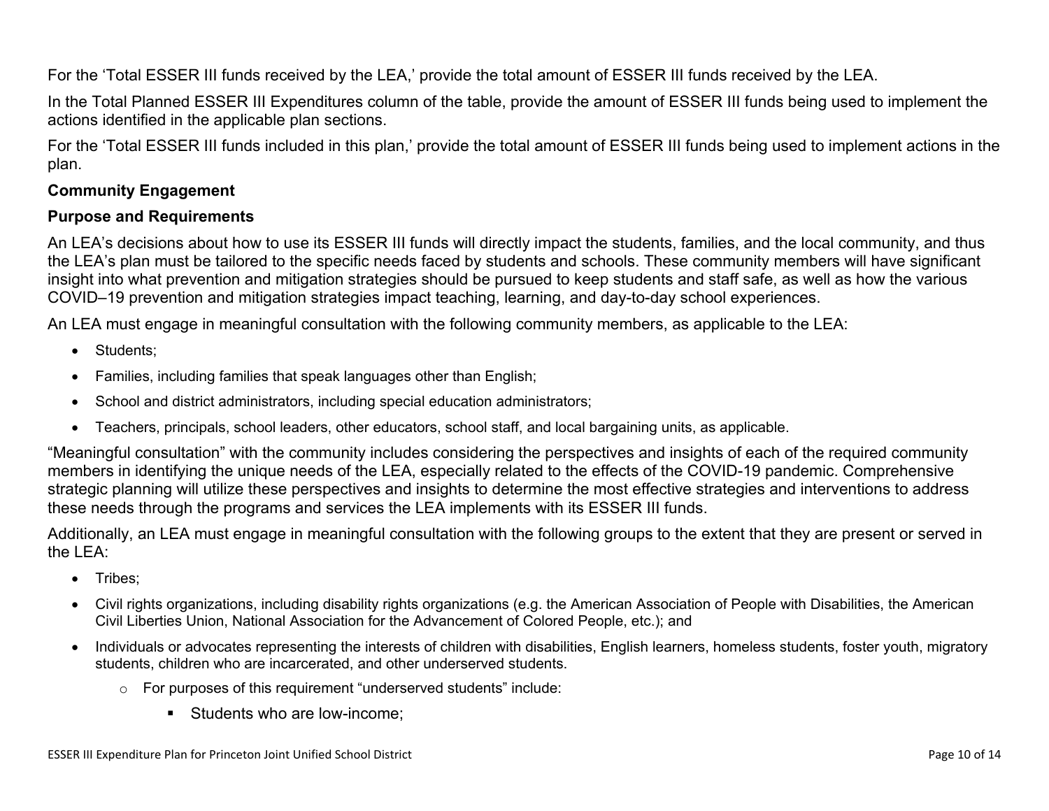For the 'Total ESSER III funds received by the LEA,' provide the total amount of ESSER III funds received by the LEA.

In the Total Planned ESSER III Expenditures column of the table, provide the amount of ESSER III funds being used to implement the actions identified in the applicable plan sections.

For the 'Total ESSER III funds included in this plan,' provide the total amount of ESSER III funds being used to implement actions in the plan.

**Community Engagement**

**Purpose and Requirements**

An LEA's decisions about how to use its ESSER III funds will directly impact the students, families, and the local community, and thus the LEA's plan must be tailored to the specific needs faced by students and schools. These community members will have significant insight into what prevention and mitigation strategies should be pursued to keep students and staff safe, as well as how the various COVID–19 prevention and mitigation strategies impact teaching, learning, and day-to-day school experiences.

An LEA must engage in meaningful consultation with the following community members, as applicable to the LEA:

- Students;
- Families, including families that speak languages other than English;
- School and district administrators, including special education administrators;
- Teachers, principals, school leaders, other educators, school staff, and local bargaining units, as applicable.

"Meaningful consultation" with the community includes considering the perspectives and insights of each of the required community members in identifying the unique needs of the LEA, especially related to the effects of the COVID-19 pandemic. Comprehensive strategic planning will utilize these perspectives and insights to determine the most effective strategies and interventions to address these needs through the programs and services the LEA implements with its ESSER III funds.

Additionally, an LEA must engage in meaningful consultation with the following groups to the extent that they are present or served in the LEA:

- Tribes;
- Civil rights organizations, including disability rights organizations (e.g. the American Association of People with Disabilities, the American Civil Liberties Union, National Association for the Advancement of Colored People, etc.); and
- Individuals or advocates representing the interests of children with disabilities, English learners, homeless students, foster youth, migratory students, children who are incarcerated, and other underserved students.
  - For purposes of this requirement "underserved students" include:
    - Students who are low-income;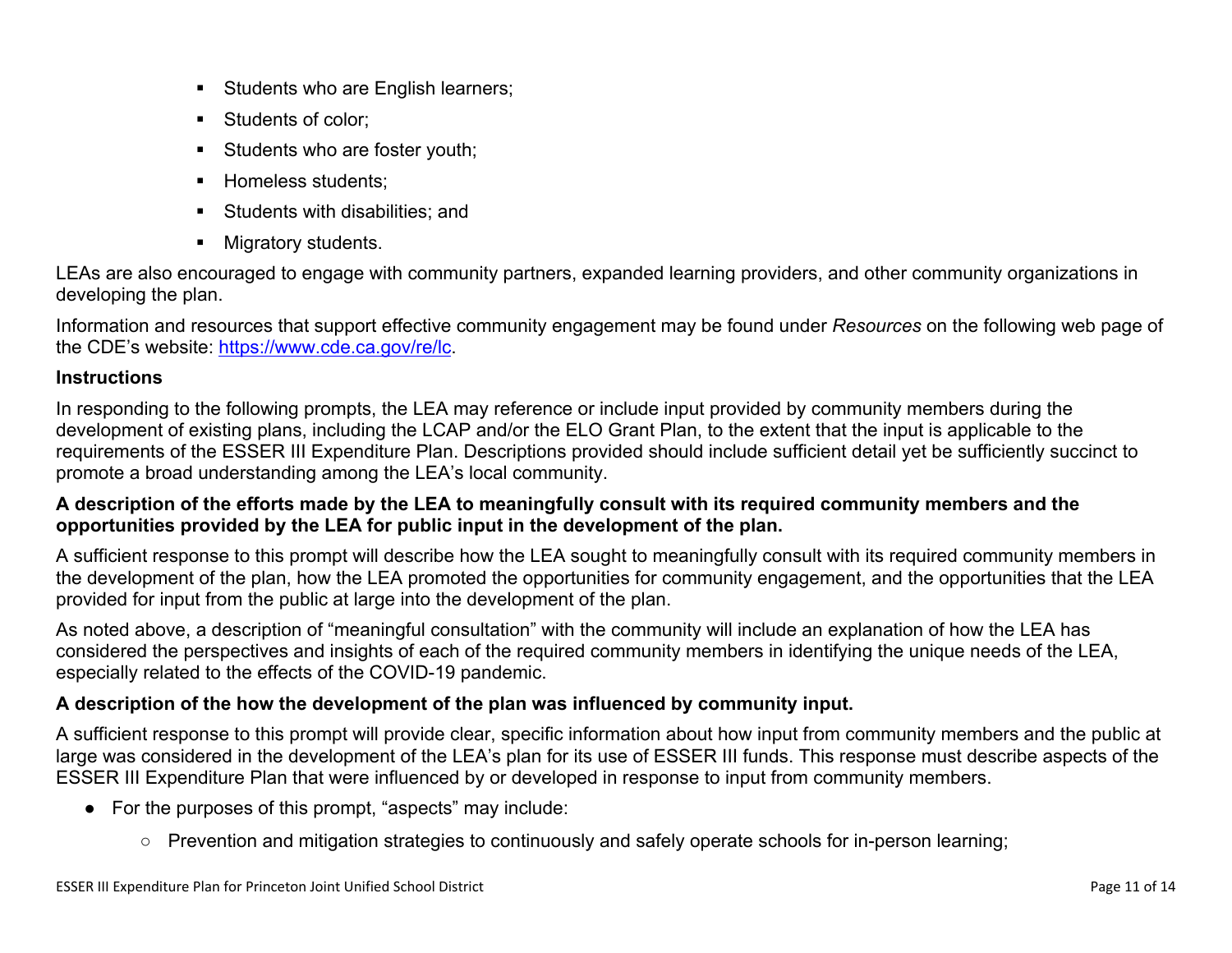- Students who are English learners;
- Students of color;
- Students who are foster youth;
- Homeless students;
- Students with disabilities; and
- Migratory students.

LEAs are also encouraged to engage with community partners, expanded learning providers, and other community organizations in developing the plan.

Information and resources that support effective community engagement may be found under *Resources* on the following web page of the CDE's website: [https://www.cde.ca.gov/re/lc](https://www.cde.ca.gov/re/lc).

**Instructions**

In responding to the following prompts, the LEA may reference or include input provided by community members during the development of existing plans, including the LCAP and/or the ELO Grant Plan, to the extent that the input is applicable to the requirements of the ESSER III Expenditure Plan. Descriptions provided should include sufficient detail yet be sufficiently succinct to promote a broad understanding among the LEA's local community.

**A description of the efforts made by the LEA to meaningfully consult with its required community members and the opportunities provided by the LEA for public input in the development of the plan.**

A sufficient response to this prompt will describe how the LEA sought to meaningfully consult with its required community members in the development of the plan, how the LEA promoted the opportunities for community engagement, and the opportunities that the LEA provided for input from the public at large into the development of the plan.

As noted above, a description of "meaningful consultation" with the community will include an explanation of how the LEA has considered the perspectives and insights of each of the required community members in identifying the unique needs of the LEA, especially related to the effects of the COVID-19 pandemic.

**A description of the how the development of the plan was influenced by community input.**

A sufficient response to this prompt will provide clear, specific information about how input from community members and the public at large was considered in the development of the LEA's plan for its use of ESSER III funds. This response must describe aspects of the ESSER III Expenditure Plan that were influenced by or developed in response to input from community members.

- For the purposes of this prompt, "aspects" may include:
  - Prevention and mitigation strategies to continuously and safely operate schools for in-person learning;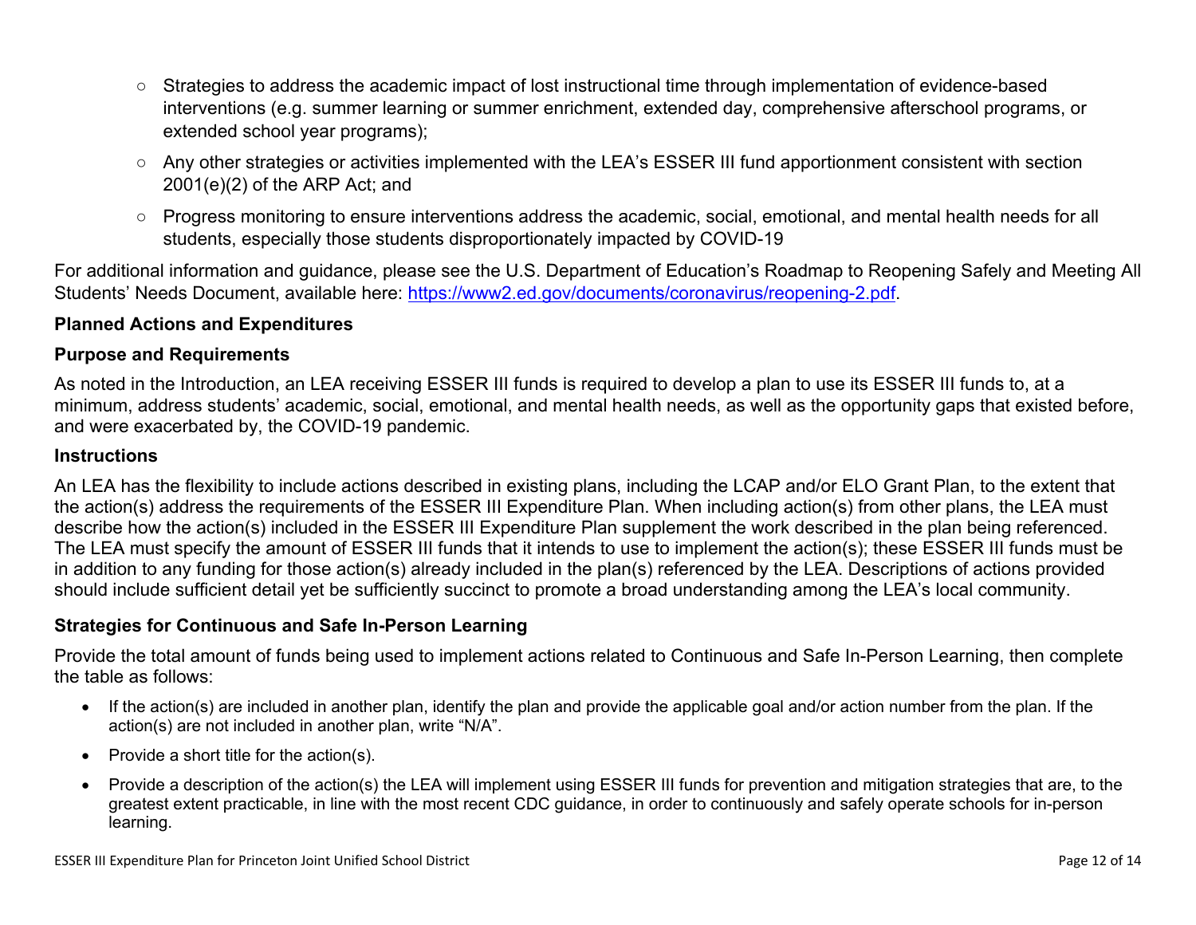- Strategies to address the academic impact of lost instructional time through implementation of evidence-based interventions (e.g. summer learning or summer enrichment, extended day, comprehensive afterschool programs, or extended school year programs);
- Any other strategies or activities implemented with the LEA's ESSER III fund apportionment consistent with section 2001(e)(2) of the ARP Act; and
- Progress monitoring to ensure interventions address the academic, social, emotional, and mental health needs for all students, especially those students disproportionately impacted by COVID-19

For additional information and guidance, please see the U.S. Department of Education's Roadmap to Reopening Safely and Meeting All Students' Needs Document, available here: [https://www2.ed.gov/documents/coronavirus/reopening-2.pdf](https://www2.ed.gov/documents/coronavirus/reopening-2.pdf).

## Planned Actions and Expenditures

### Purpose and Requirements

As noted in the Introduction, an LEA receiving ESSER III funds is required to develop a plan to use its ESSER III funds to, at a minimum, address students' academic, social, emotional, and mental health needs, as well as the opportunity gaps that existed before, and were exacerbated by, the COVID-19 pandemic.

### Instructions

An LEA has the flexibility to include actions described in existing plans, including the LCAP and/or ELO Grant Plan, to the extent that the action(s) address the requirements of the ESSER III Expenditure Plan. When including action(s) from other plans, the LEA must describe how the action(s) included in the ESSER III Expenditure Plan supplement the work described in the plan being referenced. The LEA must specify the amount of ESSER III funds that it intends to use to implement the action(s); these ESSER III funds must be in addition to any funding for those action(s) already included in the plan(s) referenced by the LEA. Descriptions of actions provided should include sufficient detail yet be sufficiently succinct to promote a broad understanding among the LEA's local community.

### Strategies for Continuous and Safe In-Person Learning

Provide the total amount of funds being used to implement actions related to Continuous and Safe In-Person Learning, then complete the table as follows:

- If the action(s) are included in another plan, identify the plan and provide the applicable goal and/or action number from the plan. If the action(s) are not included in another plan, write "N/A".
- Provide a short title for the action(s).
- Provide a description of the action(s) the LEA will implement using ESSER III funds for prevention and mitigation strategies that are, to the greatest extent practicable, in line with the most recent CDC guidance, in order to continuously and safely operate schools for in-person learning.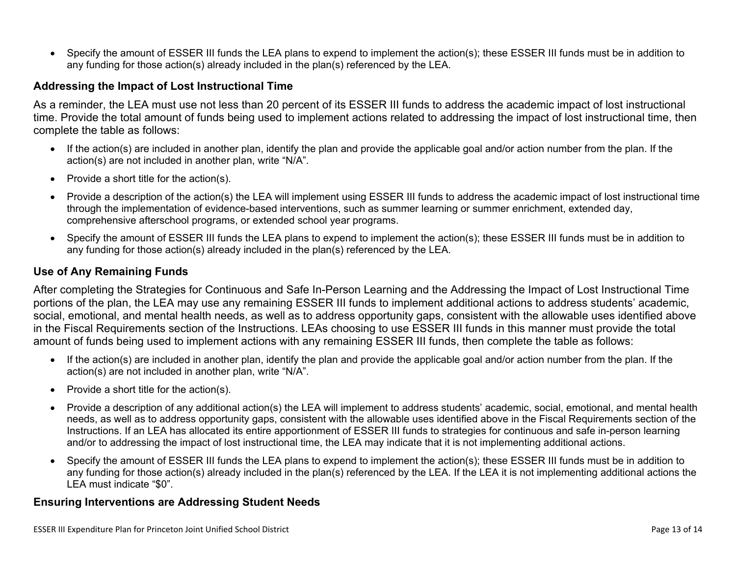- Specify the amount of ESSER III funds the LEA plans to expend to implement the action(s); these ESSER III funds must be in addition to any funding for those action(s) already included in the plan(s) referenced by the LEA.

### Addressing the Impact of Lost Instructional Time

As a reminder, the LEA must use not less than 20 percent of its ESSER III funds to address the academic impact of lost instructional time. Provide the total amount of funds being used to implement actions related to addressing the impact of lost instructional time, then complete the table as follows:

- If the action(s) are included in another plan, identify the plan and provide the applicable goal and/or action number from the plan. If the action(s) are not included in another plan, write "N/A".
- Provide a short title for the action(s).
- Provide a description of the action(s) the LEA will implement using ESSER III funds to address the academic impact of lost instructional time through the implementation of evidence-based interventions, such as summer learning or summer enrichment, extended day, comprehensive afterschool programs, or extended school year programs.
- Specify the amount of ESSER III funds the LEA plans to expend to implement the action(s); these ESSER III funds must be in addition to any funding for those action(s) already included in the plan(s) referenced by the LEA.

### Use of Any Remaining Funds

After completing the Strategies for Continuous and Safe In-Person Learning and the Addressing the Impact of Lost Instructional Time portions of the plan, the LEA may use any remaining ESSER III funds to implement additional actions to address students' academic, social, emotional, and mental health needs, as well as to address opportunity gaps, consistent with the allowable uses identified above in the Fiscal Requirements section of the Instructions. LEAs choosing to use ESSER III funds in this manner must provide the total amount of funds being used to implement actions with any remaining ESSER III funds, then complete the table as follows:

- If the action(s) are included in another plan, identify the plan and provide the applicable goal and/or action number from the plan. If the action(s) are not included in another plan, write "N/A".
- Provide a short title for the action(s).
- Provide a description of any additional action(s) the LEA will implement to address students' academic, social, emotional, and mental health needs, as well as to address opportunity gaps, consistent with the allowable uses identified above in the Fiscal Requirements section of the Instructions. If an LEA has allocated its entire apportionment of ESSER III funds to strategies for continuous and safe in-person learning and/or to addressing the impact of lost instructional time, the LEA may indicate that it is not implementing additional actions.
- Specify the amount of ESSER III funds the LEA plans to expend to implement the action(s); these ESSER III funds must be in addition to any funding for those action(s) already included in the plan(s) referenced by the LEA. If the LEA it is not implementing additional actions the LEA must indicate "$0".

### Ensuring Interventions are Addressing Student Needs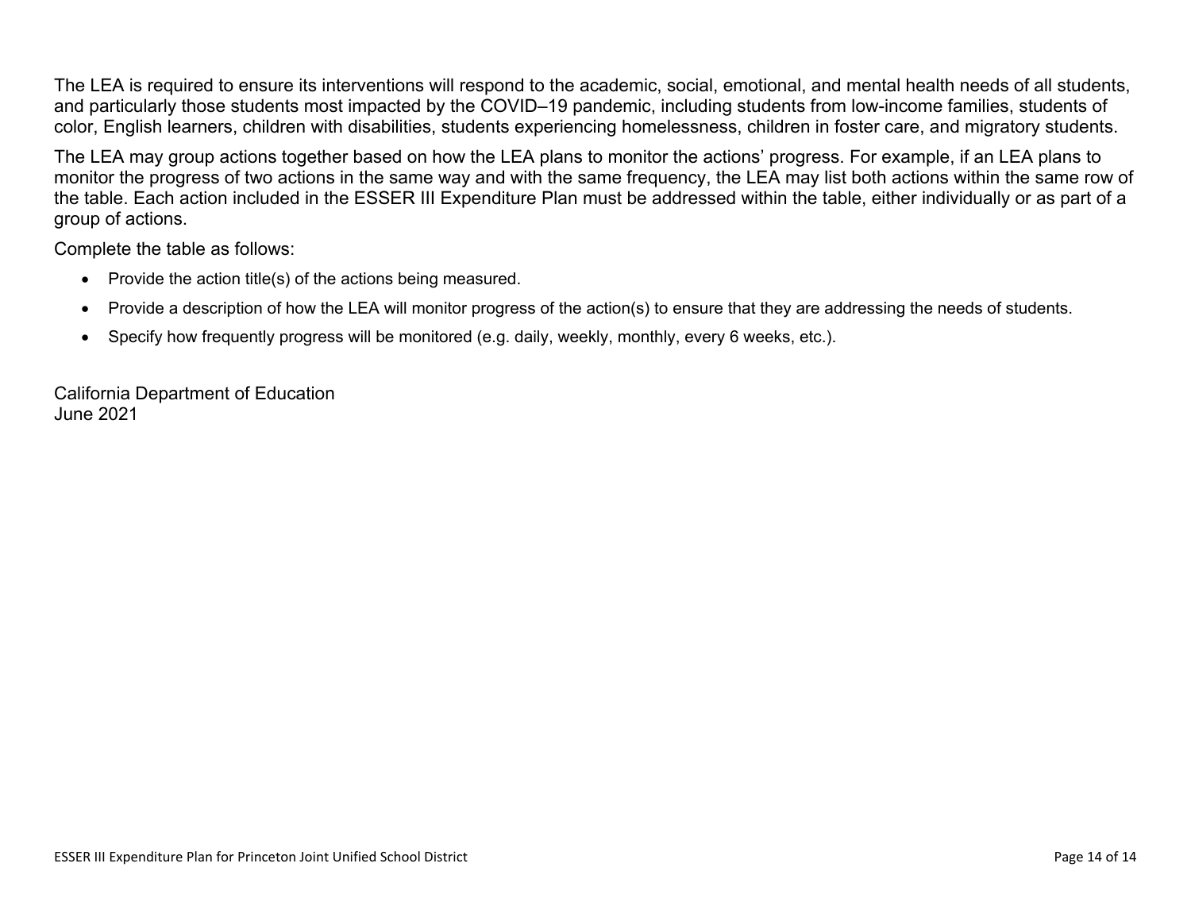The LEA is required to ensure its interventions will respond to the academic, social, emotional, and mental health needs of all students, and particularly those students most impacted by the COVID–19 pandemic, including students from low-income families, students of color, English learners, children with disabilities, students experiencing homelessness, children in foster care, and migratory students.

The LEA may group actions together based on how the LEA plans to monitor the actions' progress. For example, if an LEA plans to monitor the progress of two actions in the same way and with the same frequency, the LEA may list both actions within the same row of the table. Each action included in the ESSER III Expenditure Plan must be addressed within the table, either individually or as part of a group of actions.

Complete the table as follows:

- Provide the action title(s) of the actions being measured.
- Provide a description of how the LEA will monitor progress of the action(s) to ensure that they are addressing the needs of students.
- Specify how frequently progress will be monitored (e.g. daily, weekly, monthly, every 6 weeks, etc.).

California Department of Education
June 2021